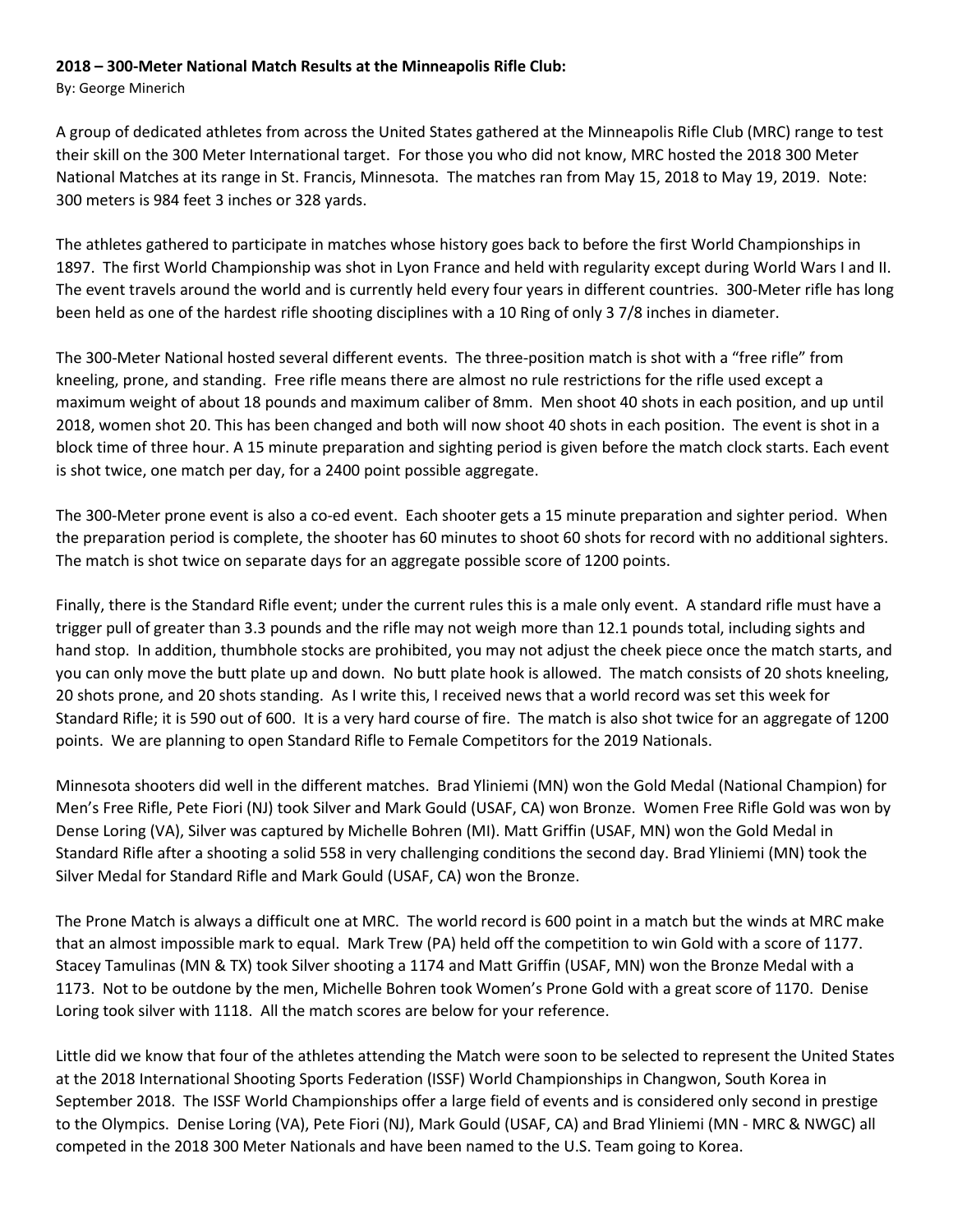**2018 – 300-Meter National Match Results at the Minneapolis Rifle Club:**

By: George Minerich

A group of dedicated athletes from across the United States gathered at the Minneapolis Rifle Club (MRC) range to test their skill on the 300 Meter International target. For those you who did not know, MRC hosted the 2018 300 Meter National Matches at its range in St. Francis, Minnesota. The matches ran from May 15, 2018 to May 19, 2019. Note: 300 meters is 984 feet 3 inches or 328 yards.

The athletes gathered to participate in matches whose history goes back to before the first World Championships in 1897. The first World Championship was shot in Lyon France and held with regularity except during World Wars I and II. The event travels around the world and is currently held every four years in different countries. 300-Meter rifle has long been held as one of the hardest rifle shooting disciplines with a 10 Ring of only 3 7/8 inches in diameter.

The 300-Meter National hosted several different events. The three-position match is shot with a "free rifle" from kneeling, prone, and standing. Free rifle means there are almost no rule restrictions for the rifle used except a maximum weight of about 18 pounds and maximum caliber of 8mm. Men shoot 40 shots in each position, and up until 2018, women shot 20. This has been changed and both will now shoot 40 shots in each position. The event is shot in a block time of three hour. A 15 minute preparation and sighting period is given before the match clock starts. Each event is shot twice, one match per day, for a 2400 point possible aggregate.

The 300-Meter prone event is also a co-ed event. Each shooter gets a 15 minute preparation and sighter period. When the preparation period is complete, the shooter has 60 minutes to shoot 60 shots for record with no additional sighters. The match is shot twice on separate days for an aggregate possible score of 1200 points.

Finally, there is the Standard Rifle event; under the current rules this is a male only event. A standard rifle must have a trigger pull of greater than 3.3 pounds and the rifle may not weigh more than 12.1 pounds total, including sights and hand stop. In addition, thumbhole stocks are prohibited, you may not adjust the cheek piece once the match starts, and you can only move the butt plate up and down. No butt plate hook is allowed. The match consists of 20 shots kneeling, 20 shots prone, and 20 shots standing. As I write this, I received news that a world record was set this week for Standard Rifle; it is 590 out of 600. It is a very hard course of fire. The match is also shot twice for an aggregate of 1200 points. We are planning to open Standard Rifle to Female Competitors for the 2019 Nationals.

Minnesota shooters did well in the different matches. Brad Yliniemi (MN) won the Gold Medal (National Champion) for Men's Free Rifle, Pete Fiori (NJ) took Silver and Mark Gould (USAF, CA) won Bronze. Women Free Rifle Gold was won by Dense Loring (VA), Silver was captured by Michelle Bohren (MI). Matt Griffin (USAF, MN) won the Gold Medal in Standard Rifle after a shooting a solid 558 in very challenging conditions the second day. Brad Yliniemi (MN) took the Silver Medal for Standard Rifle and Mark Gould (USAF, CA) won the Bronze.

The Prone Match is always a difficult one at MRC. The world record is 600 point in a match but the winds at MRC make that an almost impossible mark to equal. Mark Trew (PA) held off the competition to win Gold with a score of 1177. Stacey Tamulinas (MN & TX) took Silver shooting a 1174 and Matt Griffin (USAF, MN) won the Bronze Medal with a 1173. Not to be outdone by the men, Michelle Bohren took Women's Prone Gold with a great score of 1170. Denise Loring took silver with 1118. All the match scores are below for your reference.

Little did we know that four of the athletes attending the Match were soon to be selected to represent the United States at the 2018 International Shooting Sports Federation (ISSF) World Championships in Changwon, South Korea in September 2018. The ISSF World Championships offer a large field of events and is considered only second in prestige to the Olympics. Denise Loring (VA), Pete Fiori (NJ), Mark Gould (USAF, CA) and Brad Yliniemi (MN - MRC & NWGC) all competed in the 2018 300 Meter Nationals and have been named to the U.S. Team going to Korea.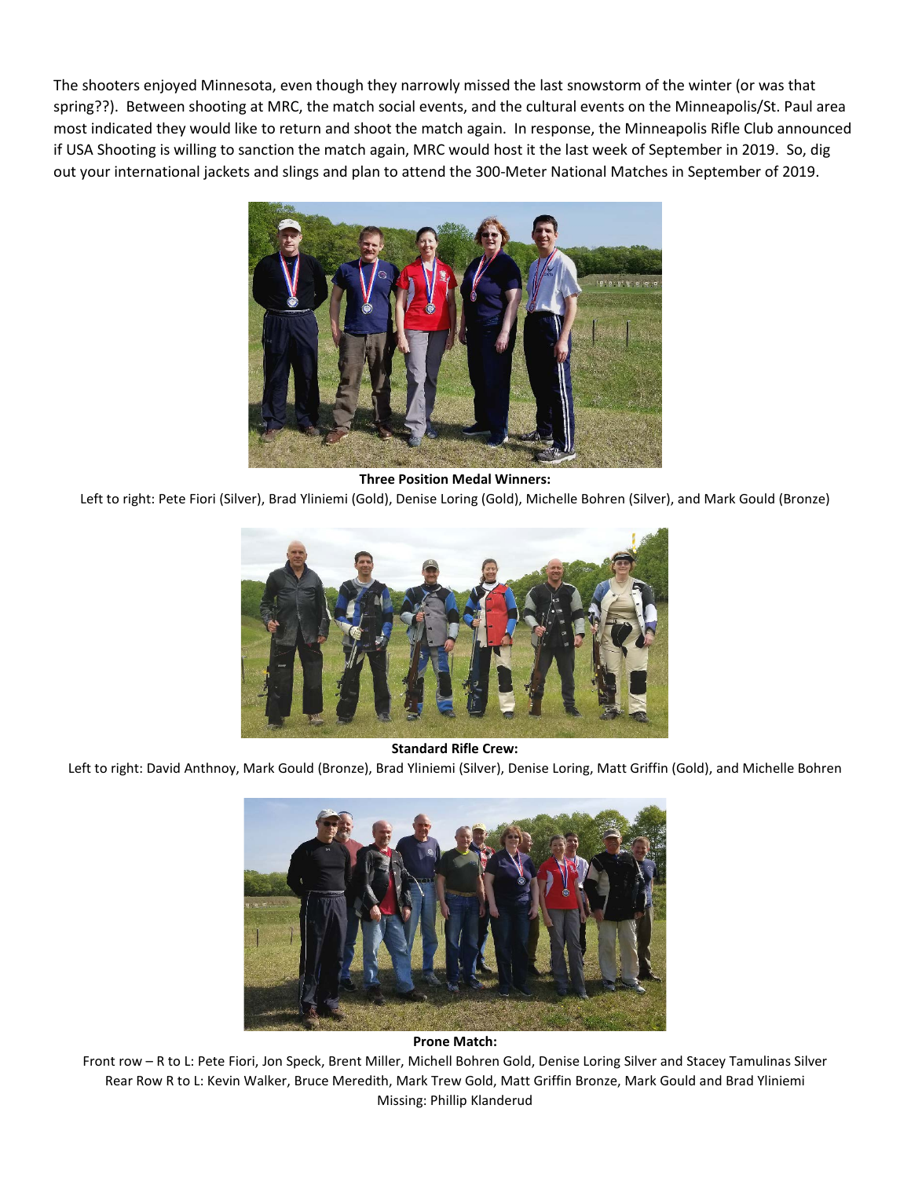The shooters enjoyed Minnesota, even though they narrowly missed the last snowstorm of the winter (or was that spring??). Between shooting at MRC, the match social events, and the cultural events on the Minneapolis/St. Paul area most indicated they would like to return and shoot the match again. In response, the Minneapolis Rifle Club announced if USA Shooting is willing to sanction the match again, MRC would host it the last week of September in 2019. So, dig out your international jackets and slings and plan to attend the 300-Meter National Matches in September of 2019.

**Three Position Medal Winners:**
Left to right: Pete Fiori (Silver), Brad Yliniemi (Gold), Denise Loring (Gold), Michelle Bohren (Silver), and Mark Gould (Bronze)

**Standard Rifle Crew:**
Left to right: David Anthnoy, Mark Gould (Bronze), Brad Yliniemi (Silver), Denise Loring, Matt Griffin (Gold), and Michelle Bohren

**Prone Match:**
Front row – R to L: Pete Fiori, Jon Speck, Brent Miller, Michell Bohren Gold, Denise Loring Silver and Stacey Tamulinas Silver
Rear Row R to L: Kevin Walker, Bruce Meredith, Mark Trew Gold, Matt Griffin Bronze, Mark Gould and Brad Yliniemi
Missing: Phillip Klanderud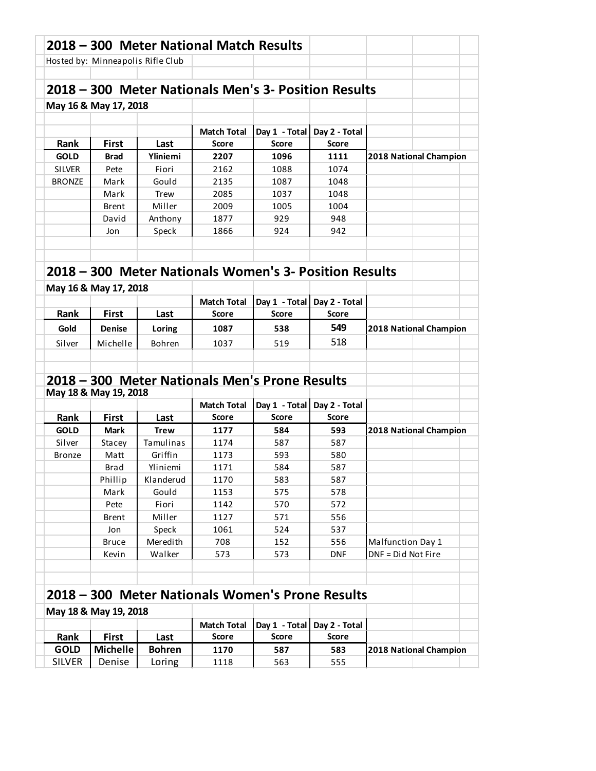# 2018 – 300 Meter National Match Results

Hosted by: Minneapolis Rifle Club

## 2018 – 300 Meter Nationals Men's 3- Position Results

**May 16 & May 17, 2018**

| Rank | First | Last | Match Total Score | Day 1 - Total Score | Day 2 - Total Score | |
|---|---|---|---|---|---|---|
| **GOLD** | **Brad** | **Yliniemi** | **2207** | **1096** | **1111** | **2018 National Champion** |
| SILVER | Pete | Fiori | 2162 | 1088 | 1074 | |
| BRONZE | Mark | Gould | 2135 | 1087 | 1048 | |
| | Mark | Trew | 2085 | 1037 | 1048 | |
| | Brent | Miller | 2009 | 1005 | 1004 | |
| | David | Anthony | 1877 | 929 | 948 | |
| | Jon | Speck | 1866 | 924 | 942 | |

## 2018 – 300 Meter Nationals Women's 3- Position Results

**May 16 & May 17, 2018**

| Rank | First | Last | Match Total Score | Day 1 - Total Score | Day 2 - Total Score | |
|---|---|---|---|---|---|---|
| **Gold** | **Denise** | **Loring** | **1087** | **538** | **549** | **2018 National Champion** |
| Silver | Michelle | Bohren | 1037 | 519 | 518 | |

## 2018 – 300 Meter Nationals Men's Prone Results

**May 18 & May 19, 2018**

| Rank | First | Last | Match Total Score | Day 1 - Total Score | Day 2 - Total Score | |
|---|---|---|---|---|---|---|
| **GOLD** | **Mark** | **Trew** | **1177** | **584** | **593** | **2018 National Champion** |
| Silver | Stacey | Tamulinas | 1174 | 587 | 587 | |
| Bronze | Matt | Griffin | 1173 | 593 | 580 | |
| | Brad | Yliniemi | 1171 | 584 | 587 | |
| | Phillip | Klanderud | 1170 | 583 | 587 | |
| | Mark | Gould | 1153 | 575 | 578 | |
| | Pete | Fiori | 1142 | 570 | 572 | |
| | Brent | Miller | 1127 | 571 | 556 | |
| | Jon | Speck | 1061 | 524 | 537 | |
| | Bruce | Meredith | 708 | 152 | 556 | Malfunction Day 1 |
| | Kevin | Walker | 573 | 573 | DNF | DNF = Did Not Fire |

## 2018 – 300 Meter Nationals Women's Prone Results

**May 18 & May 19, 2018**

| Rank | First | Last | Match Total Score | Day 1 - Total Score | Day 2 - Total Score | |
|---|---|---|---|---|---|---|
| **GOLD** | **Michelle** | **Bohren** | **1170** | **587** | **583** | **2018 National Champion** |
| SILVER | Denise | Loring | 1118 | 563 | 555 | |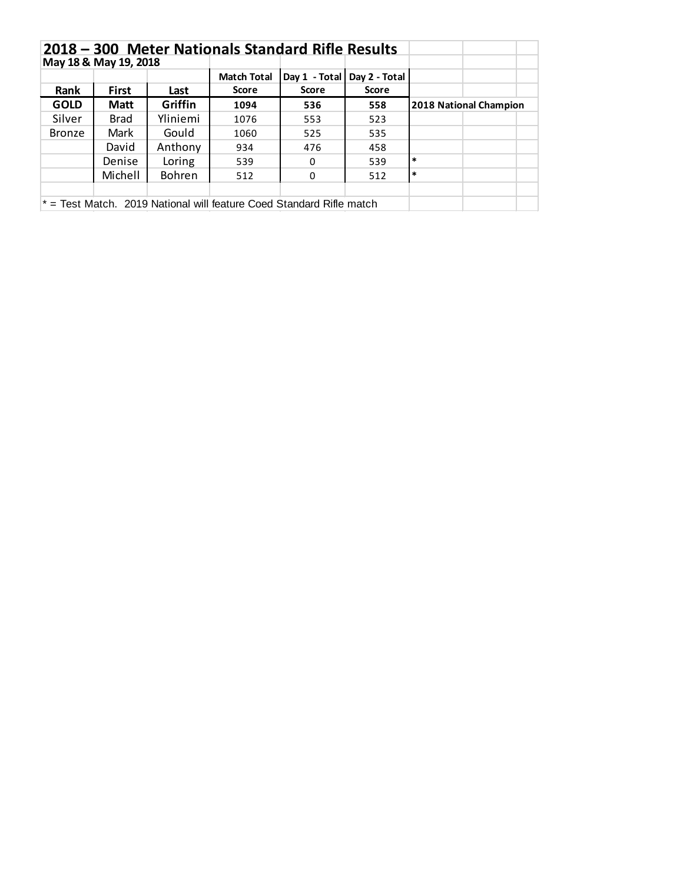## 2018 – 300 Meter Nationals Standard Rifle Results

**May 18 & May 19, 2018**

| Rank | First | Last | Match Total Score | Day 1 - Total Score | Day 2 - Total Score | |
|---|---|---|---|---|---|---|
| **GOLD** | **Matt** | **Griffin** | **1094** | **536** | **558** | **2018 National Champion** |
| Silver | Brad | Yliniemi | 1076 | 553 | 523 | |
| Bronze | Mark | Gould | 1060 | 525 | 535 | |
| | David | Anthony | 934 | 476 | 458 | |
| | Denise | Loring | 539 | 0 | 539 | * |
| | Michell | Bohren | 512 | 0 | 512 | * |

* = Test Match. 2019 National will feature Coed Standard Rifle match